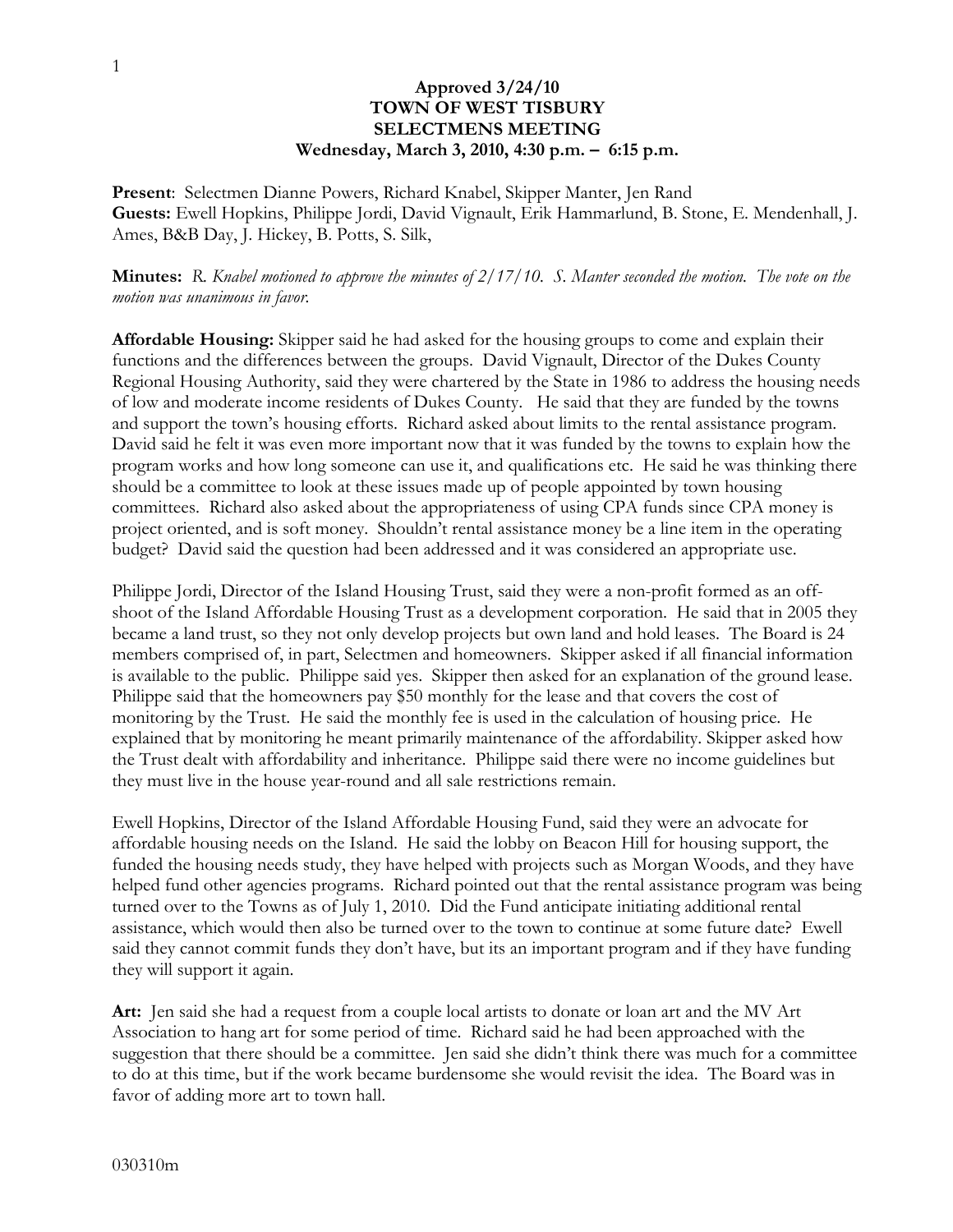**Approved 3/24/10**
**TOWN OF WEST TISBURY**
**SELECTMENS MEETING**
**Wednesday, March 3, 2010, 4:30 p.m. – 6:15 p.m.**

**Present**: Selectmen Dianne Powers, Richard Knabel, Skipper Manter, Jen Rand
**Guests:** Ewell Hopkins, Philippe Jordi, David Vignault, Erik Hammarlund, B. Stone, E. Mendenhall, J. Ames, B&B Day, J. Hickey, B. Potts, S. Silk,

**Minutes:** *R. Knabel motioned to approve the minutes of 2/17/10. S. Manter seconded the motion. The vote on the motion was unanimous in favor.*

**Affordable Housing:** Skipper said he had asked for the housing groups to come and explain their functions and the differences between the groups. David Vignault, Director of the Dukes County Regional Housing Authority, said they were chartered by the State in 1986 to address the housing needs of low and moderate income residents of Dukes County. He said that they are funded by the towns and support the town's housing efforts. Richard asked about limits to the rental assistance program. David said he felt it was even more important now that it was funded by the towns to explain how the program works and how long someone can use it, and qualifications etc. He said he was thinking there should be a committee to look at these issues made up of people appointed by town housing committees. Richard also asked about the appropriateness of using CPA funds since CPA money is project oriented, and is soft money. Shouldn't rental assistance money be a line item in the operating budget? David said the question had been addressed and it was considered an appropriate use.

Philippe Jordi, Director of the Island Housing Trust, said they were a non-profit formed as an off-shoot of the Island Affordable Housing Trust as a development corporation. He said that in 2005 they became a land trust, so they not only develop projects but own land and hold leases. The Board is 24 members comprised of, in part, Selectmen and homeowners. Skipper asked if all financial information is available to the public. Philippe said yes. Skipper then asked for an explanation of the ground lease. Philippe said that the homeowners pay $50 monthly for the lease and that covers the cost of monitoring by the Trust. He said the monthly fee is used in the calculation of housing price. He explained that by monitoring he meant primarily maintenance of the affordability. Skipper asked how the Trust dealt with affordability and inheritance. Philippe said there were no income guidelines but they must live in the house year-round and all sale restrictions remain.

Ewell Hopkins, Director of the Island Affordable Housing Fund, said they were an advocate for affordable housing needs on the Island. He said the lobby on Beacon Hill for housing support, the funded the housing needs study, they have helped with projects such as Morgan Woods, and they have helped fund other agencies programs. Richard pointed out that the rental assistance program was being turned over to the Towns as of July 1, 2010. Did the Fund anticipate initiating additional rental assistance, which would then also be turned over to the town to continue at some future date? Ewell said they cannot commit funds they don't have, but its an important program and if they have funding they will support it again.

**Art:** Jen said she had a request from a couple local artists to donate or loan art and the MV Art Association to hang art for some period of time. Richard said he had been approached with the suggestion that there should be a committee. Jen said she didn't think there was much for a committee to do at this time, but if the work became burdensome she would revisit the idea. The Board was in favor of adding more art to town hall.

030310m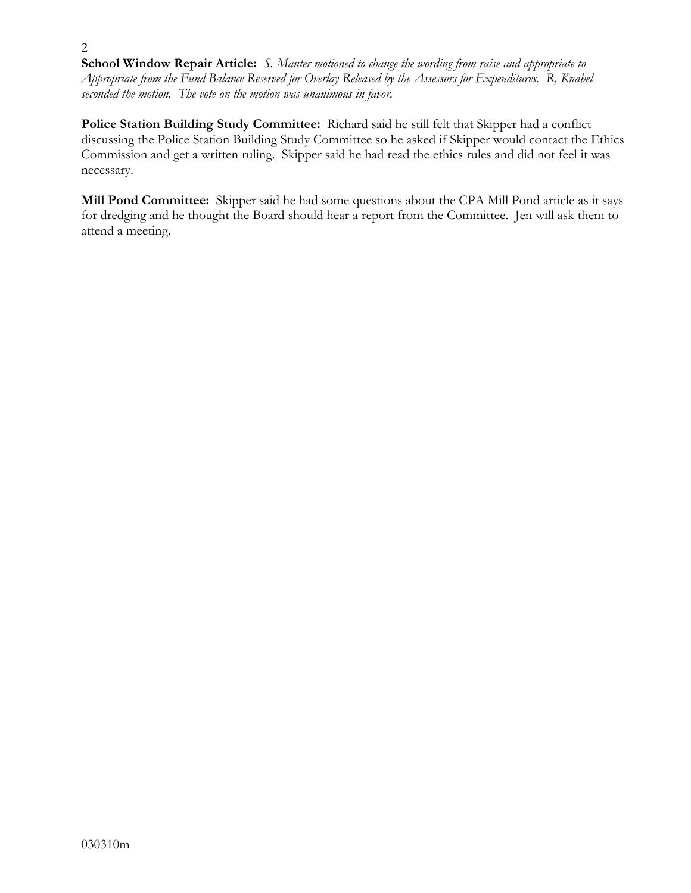**School Window Repair Article:** *S. Manter motioned to change the wording from raise and appropriate to Appropriate from the Fund Balance Reserved for Overlay Released by the Assessors for Expenditures. R, Knabel seconded the motion. The vote on the motion was unanimous in favor.*

**Police Station Building Study Committee:** Richard said he still felt that Skipper had a conflict discussing the Police Station Building Study Committee so he asked if Skipper would contact the Ethics Commission and get a written ruling. Skipper said he had read the ethics rules and did not feel it was necessary.

**Mill Pond Committee:** Skipper said he had some questions about the CPA Mill Pond article as it says for dredging and he thought the Board should hear a report from the Committee. Jen will ask them to attend a meeting.